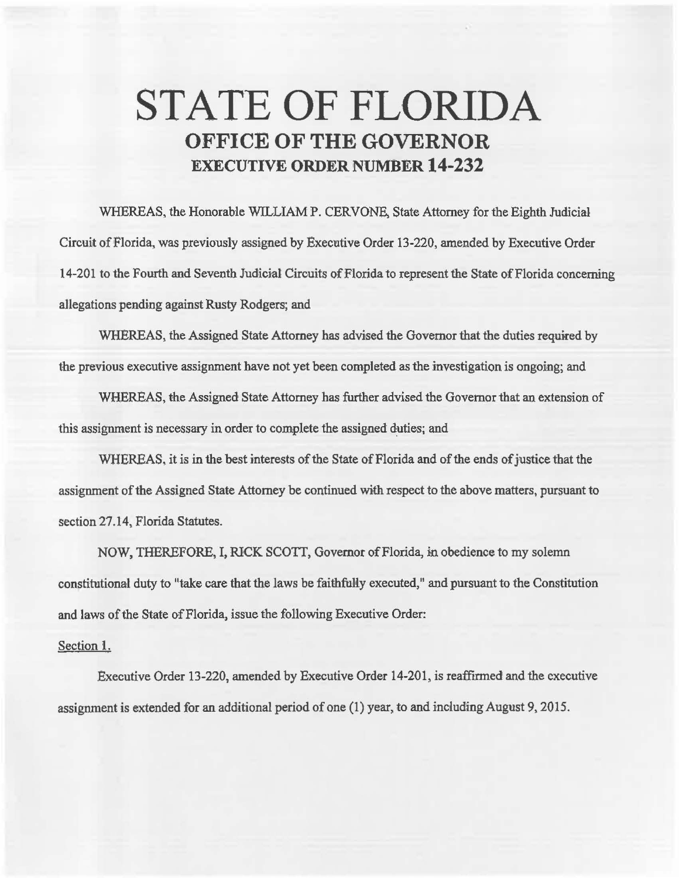# STATE OF FLORIDA

## OFFICE OF THE GOVERNOR

### EXECUTIVE ORDER NUMBER 14-232

WHEREAS, the Honorable WILLIAM P. CERVONE, State Attorney for the Eighth Judicial Circuit of Florida, was previously assigned by Executive Order 13-220, amended by Executive Order 14-201 to the Fourth and Seventh Judicial Circuits of Florida to represent the State of Florida concerning allegations pending against Rusty Rodgers; and

WHEREAS, the Assigned State Attorney has advised the Governor that the duties required by the previous executive assignment have not yet been completed as the investigation is ongoing; and

WHEREAS, the Assigned State Attorney has further advised the Governor that an extension of this assignment is necessary in order to complete the assigned duties; and

WHEREAS, it is in the best interests of the State of Florida and of the ends of justice that the assignment of the Assigned State Attorney be continued with respect to the above matters, pursuant to section 27.14, Florida Statutes.

NOW, THEREFORE, I, RICK SCOTT, Governor of Florida, in obedience to my solemn constitutional duty to "take care that the laws be faithfully executed," and pursuant to the Constitution and laws of the State of Florida, issue the following Executive Order:

Section 1.

Executive Order 13-220, amended by Executive Order 14-201, is reaffirmed and the executive assignment is extended for an additional period of one (1) year, to and including August 9, 2015.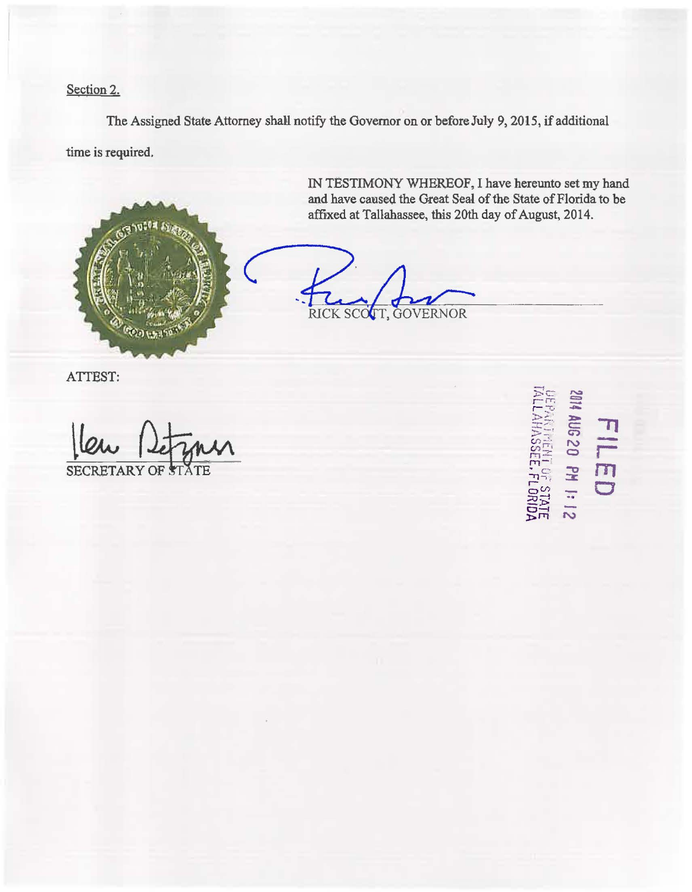Section 2.

The Assigned State Attorney shall notify the Governor on or before July 9, 2015, if additional time is required.

IN TESTIMONY WHEREOF, I have hereunto set my hand and have caused the Great Seal of the State of Florida to be affixed at Tallahassee, this 20th day of August, 2014.

RICK SCOTT, GOVERNOR

ATTEST:

SECRETARY OF STATE

FILED

2014 AUG 20 PM 1:12

DEPARTMENT OF STATE
TALLAHASSEE, FLORIDA